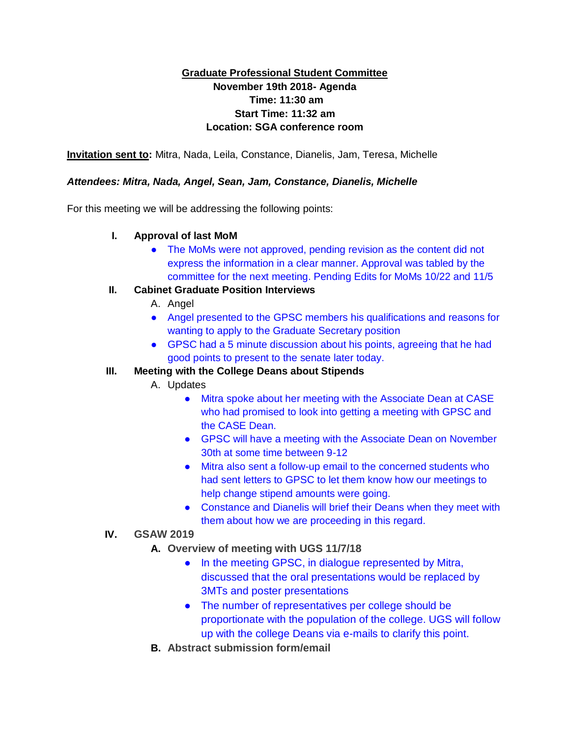**Graduate Professional Student Committee**

**November 19th 2018- Agenda**

**Time: 11:30 am**

**Start Time: 11:32 am**

**Location: SGA conference room**

**Invitation sent to:** Mitra, Nada, Leila, Constance, Dianelis, Jam, Teresa, Michelle

***Attendees: Mitra, Nada, Angel, Sean, Jam, Constance, Dianelis, Michelle***

For this meeting we will be addressing the following points:

**I. Approval of last MoM**

- The MoMs were not approved, pending revision as the content did not express the information in a clear manner. Approval was tabled by the committee for the next meeting. Pending Edits for MoMs 10/22 and 11/5

**II. Cabinet Graduate Position Interviews**

A. Angel

- Angel presented to the GPSC members his qualifications and reasons for wanting to apply to the Graduate Secretary position
- GPSC had a 5 minute discussion about his points, agreeing that he had good points to present to the senate later today.

**III. Meeting with the College Deans about Stipends**

A. Updates

- Mitra spoke about her meeting with the Associate Dean at CASE who had promised to look into getting a meeting with GPSC and the CASE Dean.
- GPSC will have a meeting with the Associate Dean on November 30th at some time between 9-12
- Mitra also sent a follow-up email to the concerned students who had sent letters to GPSC to let them know how our meetings to help change stipend amounts were going.
- Constance and Dianelis will brief their Deans when they meet with them about how we are proceeding in this regard.

**IV. GSAW 2019**

**A. Overview of meeting with UGS 11/7/18**

- In the meeting GPSC, in dialogue represented by Mitra, discussed that the oral presentations would be replaced by 3MTs and poster presentations
- The number of representatives per college should be proportionate with the population of the college. UGS will follow up with the college Deans via e-mails to clarify this point.

**B. Abstract submission form/email**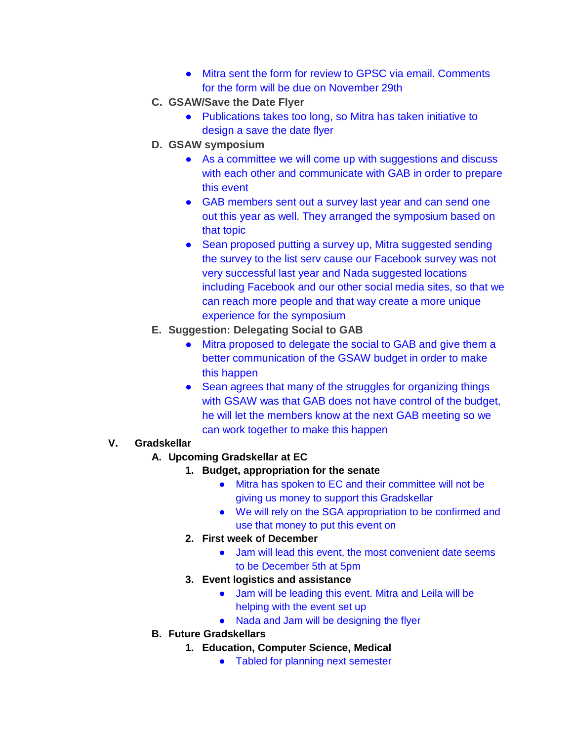- Mitra sent the form for review to GPSC via email. Comments for the form will be due on November 29th

C. **GSAW/Save the Date Flyer**
    - Publications takes too long, so Mitra has taken initiative to design a save the date flyer

D. **GSAW symposium**
    - As a committee we will come up with suggestions and discuss with each other and communicate with GAB in order to prepare this event
    - GAB members sent out a survey last year and can send one out this year as well. They arranged the symposium based on that topic
    - Sean proposed putting a survey up, Mitra suggested sending the survey to the list serv cause our Facebook survey was not very successful last year and Nada suggested locations including Facebook and our other social media sites, so that we can reach more people and that way create a more unique experience for the symposium

E. **Suggestion: Delegating Social to GAB**
    - Mitra proposed to delegate the social to GAB and give them a better communication of the GSAW budget in order to make this happen
    - Sean agrees that many of the struggles for organizing things with GSAW was that GAB does not have control of the budget, he will let the members know at the next GAB meeting so we can work together to make this happen

V. **Gradskellar**

A. **Upcoming Gradskellar at EC**
    1. **Budget, appropriation for the senate**
        - Mitra has spoken to EC and their committee will not be giving us money to support this Gradskellar
        - We will rely on the SGA appropriation to be confirmed and use that money to put this event on
    2. **First week of December**
        - Jam will lead this event, the most convenient date seems to be December 5th at 5pm
    3. **Event logistics and assistance**
        - Jam will be leading this event. Mitra and Leila will be helping with the event set up
        - Nada and Jam will be designing the flyer

B. **Future Gradskellars**
    1. **Education, Computer Science, Medical**
        - Tabled for planning next semester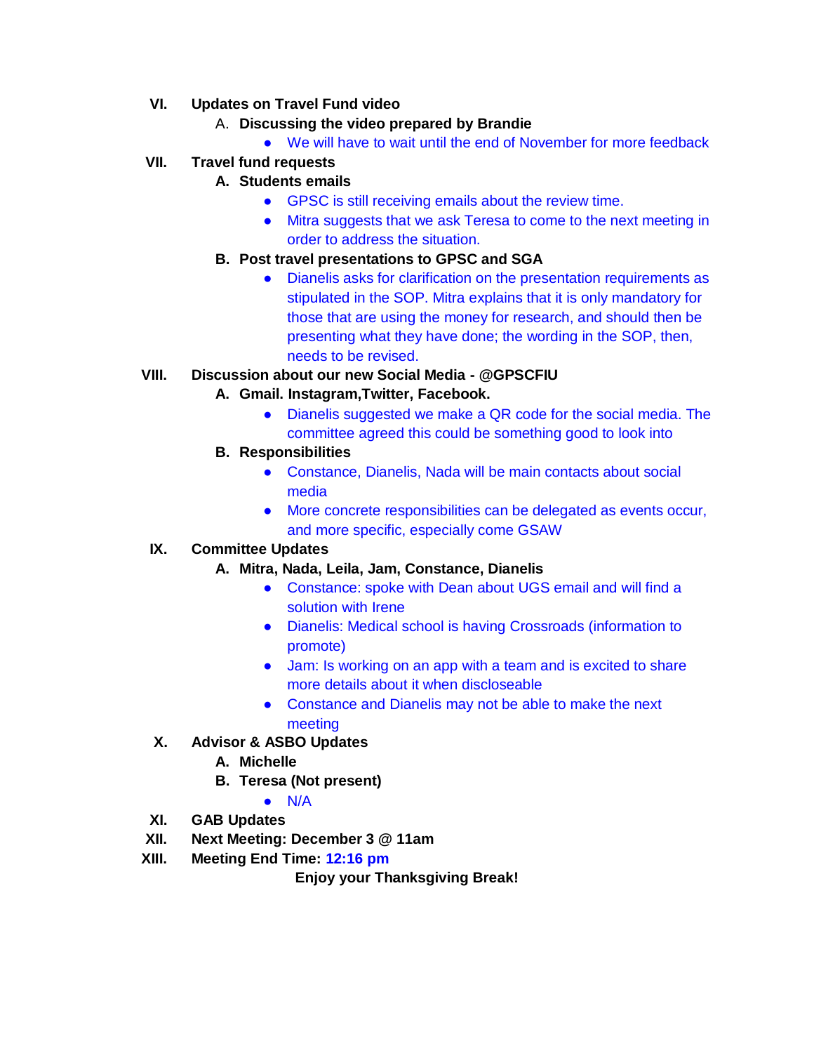VI. **Updates on Travel Fund video**

   A. **Discussing the video prepared by Brandie**

      - We will have to wait until the end of November for more feedback

VII. **Travel fund requests**

   A. **Students emails**

      - GPSC is still receiving emails about the review time.
      - Mitra suggests that we ask Teresa to come to the next meeting in order to address the situation.

   B. **Post travel presentations to GPSC and SGA**

      - Dianelis asks for clarification on the presentation requirements as stipulated in the SOP. Mitra explains that it is only mandatory for those that are using the money for research, and should then be presenting what they have done; the wording in the SOP, then, needs to be revised.

VIII. **Discussion about our new Social Media - @GPSCFIU**

   A. **Gmail. Instagram,Twitter, Facebook.**

      - Dianelis suggested we make a QR code for the social media. The committee agreed this could be something good to look into

   B. **Responsibilities**

      - Constance, Dianelis, Nada will be main contacts about social media
      - More concrete responsibilities can be delegated as events occur, and more specific, especially come GSAW

IX. **Committee Updates**

   A. **Mitra, Nada, Leila, Jam, Constance, Dianelis**

      - Constance: spoke with Dean about UGS email and will find a solution with Irene
      - Dianelis: Medical school is having Crossroads (information to promote)
      - Jam: Is working on an app with a team and is excited to share more details about it when discloseable
      - Constance and Dianelis may not be able to make the next meeting

X. **Advisor & ASBO Updates**

   A. **Michelle**

   B. **Teresa (Not present)**

      - N/A

XI. **GAB Updates**

XII. **Next Meeting: December 3 @ 11am**

XIII. **Meeting End Time: 12:16 pm**

**Enjoy your Thanksgiving Break!**